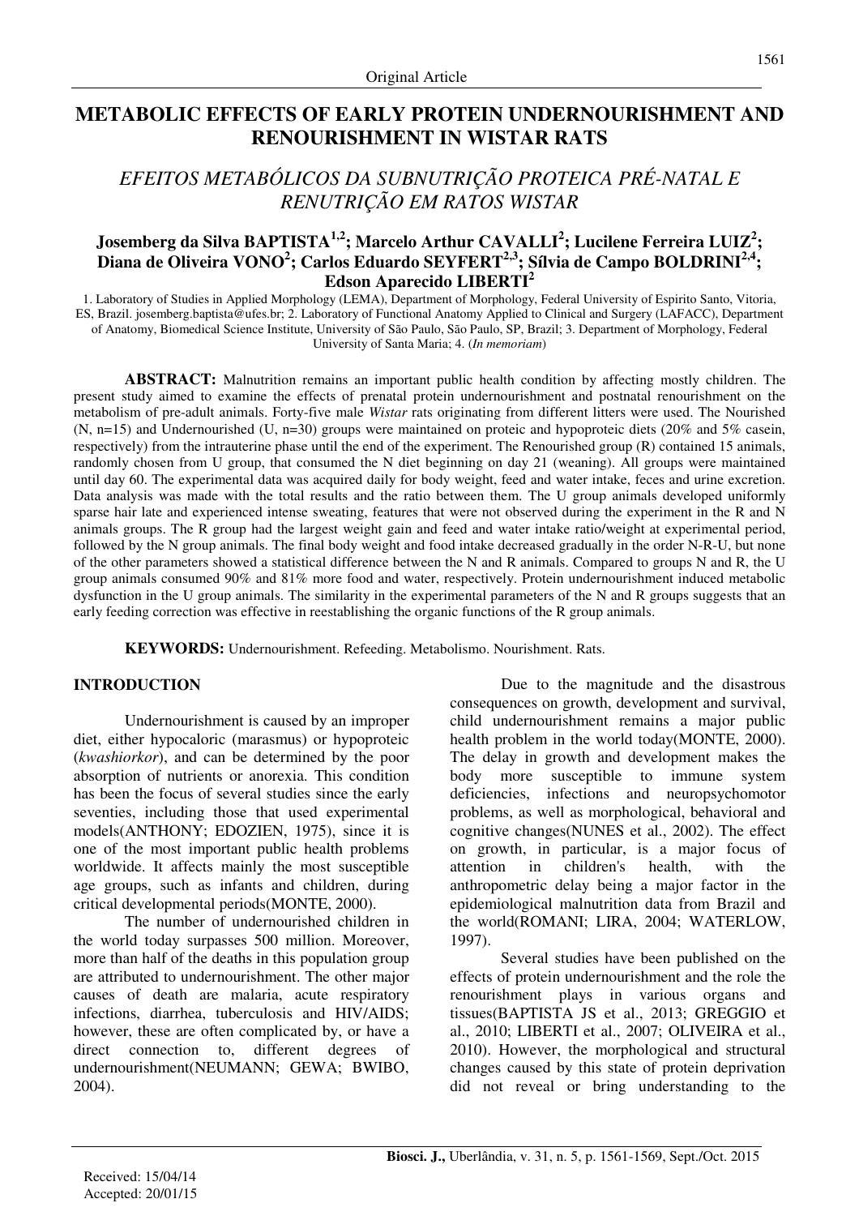Original Article

# METABOLIC EFFECTS OF EARLY PROTEIN UNDERNOURISHMENT AND RENOURISHMENT IN WISTAR RATS

## *EFEITOS METABÓLICOS DA SUBNUTRIÇÃO PROTEICA PRÉ-NATAL E RENUTRIÇÃO EM RATOS WISTAR*

**Josemberg da Silva BAPTISTA[1,2]; Marcelo Arthur CAVALLI[2]; Lucilene Ferreira LUIZ[2]; Diana de Oliveira VONO[2]; Carlos Eduardo SEYFERT[2,3]; Sílvia de Campo BOLDRINI[2,4]; Edson Aparecido LIBERTI[2]**

1. Laboratory of Studies in Applied Morphology (LEMA), Department of Morphology, Federal University of Espirito Santo, Vitoria, ES, Brazil. josemberg.baptista@ufes.br; 2. Laboratory of Functional Anatomy Applied to Clinical and Surgery (LAFACC), Department of Anatomy, Biomedical Science Institute, University of São Paulo, São Paulo, SP, Brazil; 3. Department of Morphology, Federal University of Santa Maria; 4. (*In memoriam*)

**ABSTRACT:** Malnutrition remains an important public health condition by affecting mostly children. The present study aimed to examine the effects of prenatal protein undernourishment and postnatal renourishment on the metabolism of pre-adult animals. Forty-five male *Wistar* rats originating from different litters were used. The Nourished (N, n=15) and Undernourished (U, n=30) groups were maintained on proteic and hypoproteic diets (20% and 5% casein, respectively) from the intrauterine phase until the end of the experiment. The Renourished group (R) contained 15 animals, randomly chosen from U group, that consumed the N diet beginning on day 21 (weaning). All groups were maintained until day 60. The experimental data was acquired daily for body weight, feed and water intake, feces and urine excretion. Data analysis was made with the total results and the ratio between them. The U group animals developed uniformly sparse hair late and experienced intense sweating, features that were not observed during the experiment in the R and N animals groups. The R group had the largest weight gain and feed and water intake ratio/weight at experimental period, followed by the N group animals. The final body weight and food intake decreased gradually in the order N-R-U, but none of the other parameters showed a statistical difference between the N and R animals. Compared to groups N and R, the U group animals consumed 90% and 81% more food and water, respectively. Protein undernourishment induced metabolic dysfunction in the U group animals. The similarity in the experimental parameters of the N and R groups suggests that an early feeding correction was effective in reestablishing the organic functions of the R group animals.

**KEYWORDS:** Undernourishment. Refeeding. Metabolismo. Nourishment. Rats.

## INTRODUCTION

Undernourishment is caused by an improper diet, either hypocaloric (marasmus) or hypoproteic (*kwashiorkor*), and can be determined by the poor absorption of nutrients or anorexia. This condition has been the focus of several studies since the early seventies, including those that used experimental models(ANTHONY; EDOZIEN, 1975), since it is one of the most important public health problems worldwide. It affects mainly the most susceptible age groups, such as infants and children, during critical developmental periods(MONTE, 2000).

The number of undernourished children in the world today surpasses 500 million. Moreover, more than half of the deaths in this population group are attributed to undernourishment. The other major causes of death are malaria, acute respiratory infections, diarrhea, tuberculosis and HIV/AIDS; however, these are often complicated by, or have a direct connection to, different degrees of undernourishment(NEUMANN; GEWA; BWIBO, 2004).

Due to the magnitude and the disastrous consequences on growth, development and survival, child undernourishment remains a major public health problem in the world today(MONTE, 2000). The delay in growth and development makes the body more susceptible to immune system deficiencies, infections and neuropsychomotor problems, as well as morphological, behavioral and cognitive changes(NUNES et al., 2002). The effect on growth, in particular, is a major focus of attention in children's health, with the anthropometric delay being a major factor in the epidemiological malnutrition data from Brazil and the world(ROMANI; LIRA, 2004; WATERLOW, 1997).

Several studies have been published on the effects of protein undernourishment and the role the renourishment plays in various organs and tissues(BAPTISTA JS et al., 2013; GREGGIO et al., 2010; LIBERTI et al., 2007; OLIVEIRA et al., 2010). However, the morphological and structural changes caused by this state of protein deprivation did not reveal or bring understanding to the

Received: 15/04/14
Accepted: 20/01/15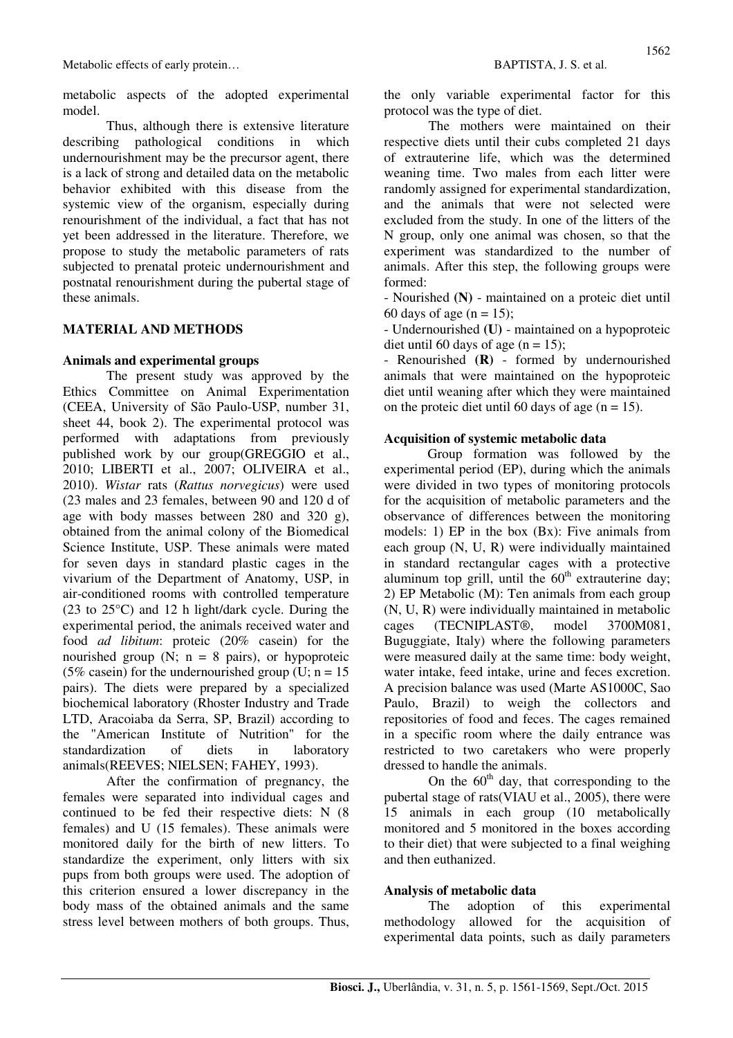metabolic aspects of the adopted experimental model.

Thus, although there is extensive literature describing pathological conditions in which undernourishment may be the precursor agent, there is a lack of strong and detailed data on the metabolic behavior exhibited with this disease from the systemic view of the organism, especially during renourishment of the individual, a fact that has not yet been addressed in the literature. Therefore, we propose to study the metabolic parameters of rats subjected to prenatal proteic undernourishment and postnatal renourishment during the pubertal stage of these animals.

## MATERIAL AND METHODS

### Animals and experimental groups

The present study was approved by the Ethics Committee on Animal Experimentation (CEEA, University of São Paulo-USP, number 31, sheet 44, book 2). The experimental protocol was performed with adaptations from previously published work by our group(GREGGIO et al., 2010; LIBERTI et al., 2007; OLIVEIRA et al., 2010). *Wistar* rats (*Rattus norvegicus*) were used (23 males and 23 females, between 90 and 120 d of age with body masses between 280 and 320 g), obtained from the animal colony of the Biomedical Science Institute, USP. These animals were mated for seven days in standard plastic cages in the vivarium of the Department of Anatomy, USP, in air-conditioned rooms with controlled temperature (23 to 25°C) and 12 h light/dark cycle. During the experimental period, the animals received water and food *ad libitum*: proteic (20% casein) for the nourished group (N; n = 8 pairs), or hypoproteic (5% casein) for the undernourished group (U; n = 15 pairs). The diets were prepared by a specialized biochemical laboratory (Rhoster Industry and Trade LTD, Aracoiaba da Serra, SP, Brazil) according to the "American Institute of Nutrition" for the standardization of diets in laboratory animals(REEVES; NIELSEN; FAHEY, 1993).

After the confirmation of pregnancy, the females were separated into individual cages and continued to be fed their respective diets: N (8 females) and U (15 females). These animals were monitored daily for the birth of new litters. To standardize the experiment, only litters with six pups from both groups were used. The adoption of this criterion ensured a lower discrepancy in the body mass of the obtained animals and the same stress level between mothers of both groups. Thus, the only variable experimental factor for this protocol was the type of diet.

The mothers were maintained on their respective diets until their cubs completed 21 days of extrauterine life, which was the determined weaning time. Two males from each litter were randomly assigned for experimental standardization, and the animals that were not selected were excluded from the study. In one of the litters of the N group, only one animal was chosen, so that the experiment was standardized to the number of animals. After this step, the following groups were formed:

- Nourished **(N)** - maintained on a proteic diet until 60 days of age (n = 15);
- Undernourished **(U)** - maintained on a hypoproteic diet until 60 days of age (n = 15);
- Renourished **(R)** - formed by undernourished animals that were maintained on the hypoproteic diet until weaning after which they were maintained on the proteic diet until 60 days of age (n = 15).

### Acquisition of systemic metabolic data

Group formation was followed by the experimental period (EP), during which the animals were divided in two types of monitoring protocols for the acquisition of metabolic parameters and the observance of differences between the monitoring models: 1) EP in the box (Bx): Five animals from each group (N, U, R) were individually maintained in standard rectangular cages with a protective aluminum top grill, until the $60^{th}$ extrauterine day; 2) EP Metabolic (M): Ten animals from each group (N, U, R) were individually maintained in metabolic cages (TECNIPLAST®, model 3700M081, Buguggiate, Italy) where the following parameters were measured daily at the same time: body weight, water intake, feed intake, urine and feces excretion. A precision balance was used (Marte AS1000C, Sao Paulo, Brazil) to weigh the collectors and repositories of food and feces. The cages remained in a specific room where the daily entrance was restricted to two caretakers who were properly dressed to handle the animals.

On the $60^{th}$ day, that corresponding to the pubertal stage of rats(VIAU et al., 2005), there were 15 animals in each group (10 metabolically monitored and 5 monitored in the boxes according to their diet) that were subjected to a final weighing and then euthanized.

### Analysis of metabolic data

The adoption of this experimental methodology allowed for the acquisition of experimental data points, such as daily parameters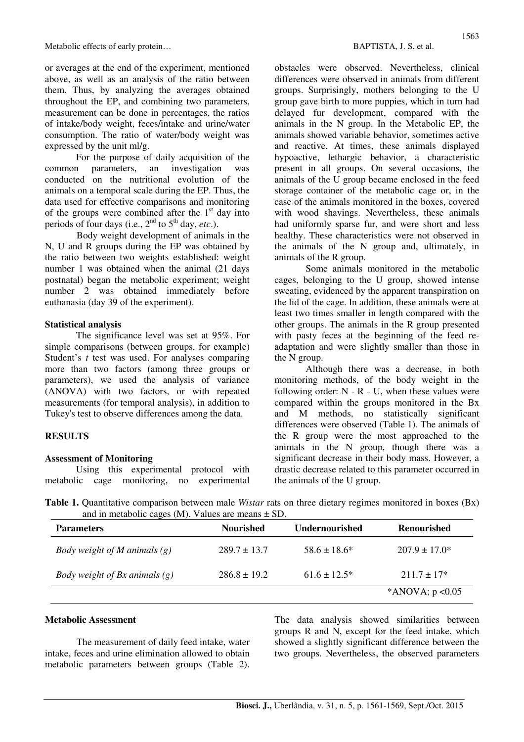or averages at the end of the experiment, mentioned above, as well as an analysis of the ratio between them. Thus, by analyzing the averages obtained throughout the EP, and combining two parameters, measurement can be done in percentages, the ratios of intake/body weight, feces/intake and urine/water consumption. The ratio of water/body weight was expressed by the unit ml/g.

For the purpose of daily acquisition of the common parameters, an investigation was conducted on the nutritional evolution of the animals on a temporal scale during the EP. Thus, the data used for effective comparisons and monitoring of the groups were combined after the 1st day into periods of four days (i.e., 2nd to 5th day, *etc*.).

Body weight development of animals in the N, U and R groups during the EP was obtained by the ratio between two weights established: weight number 1 was obtained when the animal (21 days postnatal) began the metabolic experiment; weight number 2 was obtained immediately before euthanasia (day 39 of the experiment).

**Statistical analysis**

The significance level was set at 95%. For simple comparisons (between groups, for example) Student's *t* test was used. For analyses comparing more than two factors (among three groups or parameters), we used the analysis of variance (ANOVA) with two factors, or with repeated measurements (for temporal analysis), in addition to Tukey's test to observe differences among the data.

## RESULTS

**Assessment of Monitoring**

Using this experimental protocol with metabolic cage monitoring, no experimental obstacles were observed. Nevertheless, clinical differences were observed in animals from different groups. Surprisingly, mothers belonging to the U group gave birth to more puppies, which in turn had delayed fur development, compared with the animals in the N group. In the Metabolic EP, the animals showed variable behavior, sometimes active and reactive. At times, these animals displayed hypoactive, lethargic behavior, a characteristic present in all groups. On several occasions, the animals of the U group became enclosed in the feed storage container of the metabolic cage or, in the case of the animals monitored in the boxes, covered with wood shavings. Nevertheless, these animals had uniformly sparse fur, and were short and less healthy. These characteristics were not observed in the animals of the N group and, ultimately, in animals of the R group.

Some animals monitored in the metabolic cages, belonging to the U group, showed intense sweating, evidenced by the apparent transpiration on the lid of the cage. In addition, these animals were at least two times smaller in length compared with the other groups. The animals in the R group presented with pasty feces at the beginning of the feed re-adaptation and were slightly smaller than those in the N group.

Although there was a decrease, in both monitoring methods, of the body weight in the following order: N - R - U, when these values were compared within the groups monitored in the Bx and M methods, no statistically significant differences were observed (Table 1). The animals of the R group were the most approached to the animals in the N group, though there was a significant decrease in their body mass. However, a drastic decrease related to this parameter occurred in the animals of the U group.

**Table 1.** Quantitative comparison between male *Wistar* rats on three dietary regimes monitored in boxes (Bx) and in metabolic cages (M). Values are means ± SD.

| Parameters | Nourished | Undernourished | Renourished |
|---|---|---|---|
| *Body weight of M animals (g)* | 289.7 ± 13.7 | 58.6 ± 18.6* | 207.9 ± 17.0* |
| *Body weight of Bx animals (g)* | 286.8 ± 19.2 | 61.6 ± 12.5* | 211.7 ± 17* |
| | | | *ANOVA; $p < 0.05$ |

**Metabolic Assessment**

The measurement of daily feed intake, water intake, feces and urine elimination allowed to obtain metabolic parameters between groups (Table 2). The data analysis showed similarities between groups R and N, except for the feed intake, which showed a slightly significant difference between the two groups. Nevertheless, the observed parameters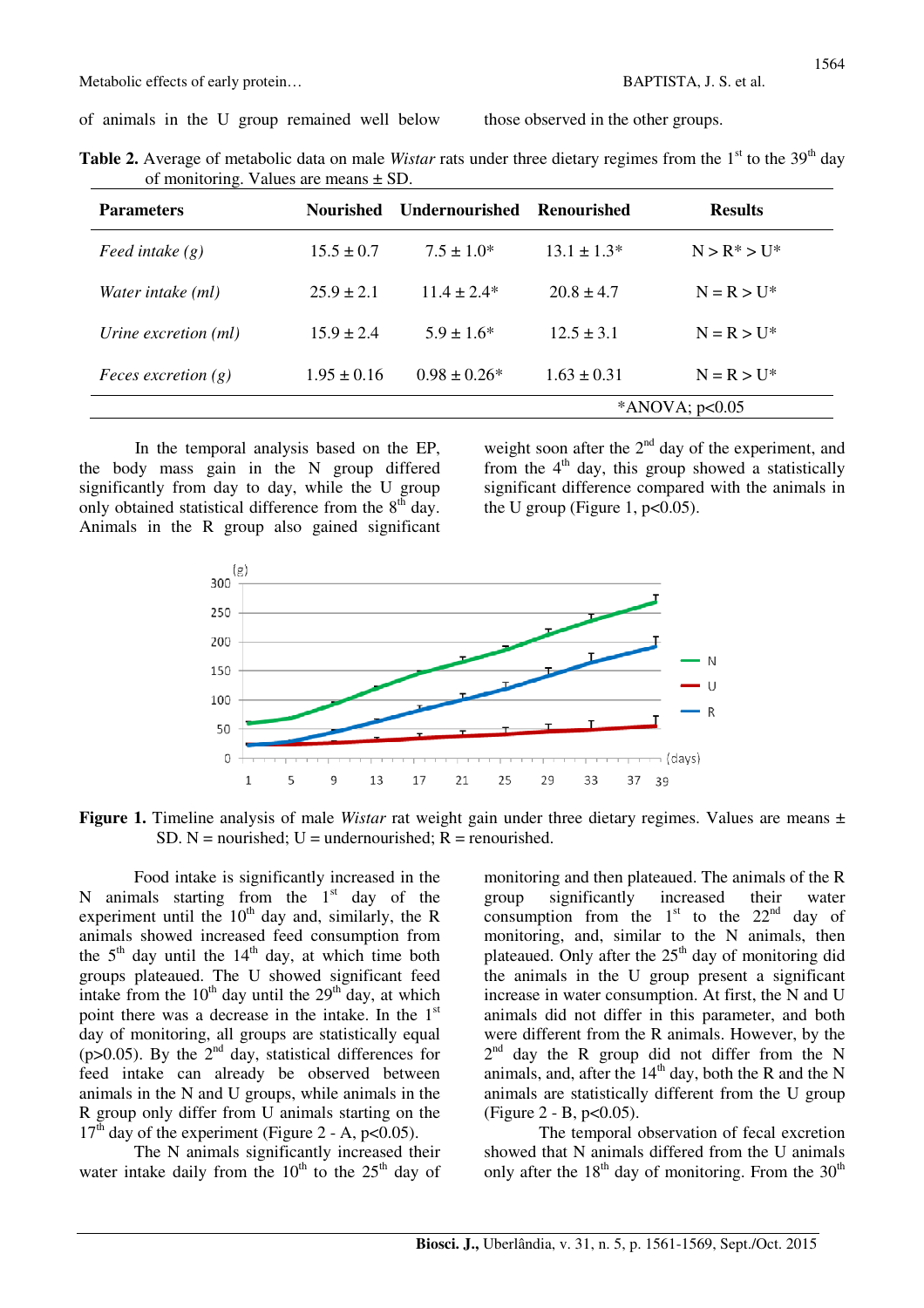of animals in the U group remained well below those observed in the other groups.

**Table 2.** Average of metabolic data on male *Wistar* rats under three dietary regimes from the 1st to the 39th day of monitoring. Values are means ± SD.

| Parameters | Nourished | Undernourished | Renourished | Results |
|---|---|---|---|---|
| *Feed intake (g)* | 15.5 ± 0.7 | 7.5 ± 1.0* | 13.1 ± 1.3* | N > R* > U* |
| *Water intake (ml)* | 25.9 ± 2.1 | 11.4 ± 2.4* | 20.8 ± 4.7 | N = R > U* |
| *Urine excretion (ml)* | 15.9 ± 2.4 | 5.9 ± 1.6* | 12.5 ± 3.1 | N = R > U* |
| *Feces excretion (g)* | 1.95 ± 0.16 | 0.98 ± 0.26* | 1.63 ± 0.31 | N = R > U* |

*ANOVA; p<0.05

In the temporal analysis based on the EP, the body mass gain in the N group differed significantly from day to day, while the U group only obtained statistical difference from the 8th day. Animals in the R group also gained significant weight soon after the 2nd day of the experiment, and from the 4th day, this group showed a statistically significant difference compared with the animals in the U group (Figure 1, p<0.05).

**Figure 1.** Timeline analysis of male *Wistar* rat weight gain under three dietary regimes. Values are means ± SD. N = nourished; U = undernourished; R = renourished.

Food intake is significantly increased in the N animals starting from the 1st day of the experiment until the 10th day and, similarly, the R animals showed increased feed consumption from the 5th day until the 14th day, at which time both groups plateaued. The U showed significant feed intake from the 10th day until the 29th day, at which point there was a decrease in the intake. In the 1st day of monitoring, all groups are statistically equal (p>0.05). By the 2nd day, statistical differences for feed intake can already be observed between animals in the N and U groups, while animals in the R group only differ from U animals starting on the 17th day of the experiment (Figure 2 - A, p<0.05).

The N animals significantly increased their water intake daily from the 10th to the 25th day of monitoring and then plateaued. The animals of the R group significantly increased their water consumption from the 1st to the 22nd day of monitoring, and, similar to the N animals, then plateaued. Only after the 25th day of monitoring did the animals in the U group present a significant increase in water consumption. At first, the N and U animals did not differ in this parameter, and both were different from the R animals. However, by the 2nd day the R group did not differ from the N animals, and, after the 14th day, both the R and the N animals are statistically different from the U group (Figure 2 - B, p<0.05).

The temporal observation of fecal excretion showed that N animals differed from the U animals only after the 18th day of monitoring. From the 30th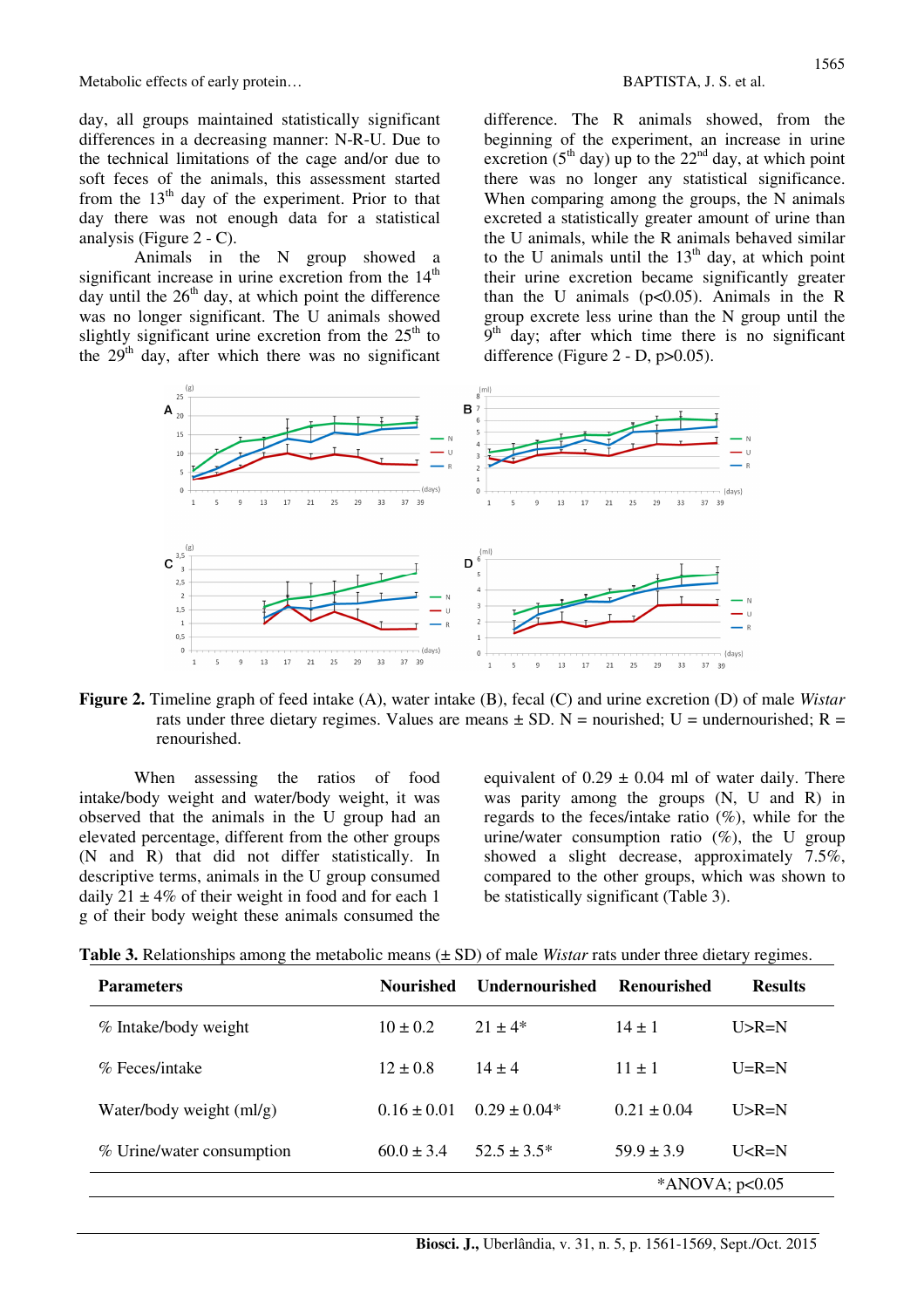day, all groups maintained statistically significant differences in a decreasing manner: N-R-U. Due to the technical limitations of the cage and/or due to soft feces of the animals, this assessment started from the 13th day of the experiment. Prior to that day there was not enough data for a statistical analysis (Figure 2 - C).

Animals in the N group showed a significant increase in urine excretion from the 14th day until the 26th day, at which point the difference was no longer significant. The U animals showed slightly significant urine excretion from the 25th to the 29th day, after which there was no significant difference. The R animals showed, from the beginning of the experiment, an increase in urine excretion (5th day) up to the 22nd day, at which point there was no longer any statistical significance. When comparing among the groups, the N animals excreted a statistically greater amount of urine than the U animals, while the R animals behaved similar to the U animals until the 13th day, at which point their urine excretion became significantly greater than the U animals ($p<0.05$). Animals in the R group excrete less urine than the N group until the 9th day; after which time there is no significant difference (Figure 2 - D, $p>0.05$).

**Figure 2.** Timeline graph of feed intake (A), water intake (B), fecal (C) and urine excretion (D) of male *Wistar* rats under three dietary regimes. Values are means ± SD. N = nourished; U = undernourished; R = renourished.

When assessing the ratios of food intake/body weight and water/body weight, it was observed that the animals in the U group had an elevated percentage, different from the other groups (N and R) that did not differ statistically. In descriptive terms, animals in the U group consumed daily 21 ± 4% of their weight in food and for each 1 g of their body weight these animals consumed the equivalent of 0.29 ± 0.04 ml of water daily. There was parity among the groups (N, U and R) in regards to the feces/intake ratio (%), while for the urine/water consumption ratio (%), the U group showed a slight decrease, approximately 7.5%, compared to the other groups, which was shown to be statistically significant (Table 3).

**Table 3.** Relationships among the metabolic means (± SD) of male *Wistar* rats under three dietary regimes.

| Parameters | Nourished | Undernourished | Renourished | Results |
|---|---|---|---|---|
| % Intake/body weight | 10 ± 0.2 | 21 ± 4* | 14 ± 1 | U>R=N |
| % Feces/intake | 12 ± 0.8 | 14 ± 4 | 11 ± 1 | U=R=N |
| Water/body weight (ml/g) | 0.16 ± 0.01 | 0.29 ± 0.04* | 0.21 ± 0.04 | U>R=N |
| % Urine/water consumption | 60.0 ± 3.4 | 52.5 ± 3.5* | 59.9 ± 3.9 | U<R=N |

*ANOVA; $p<0.05$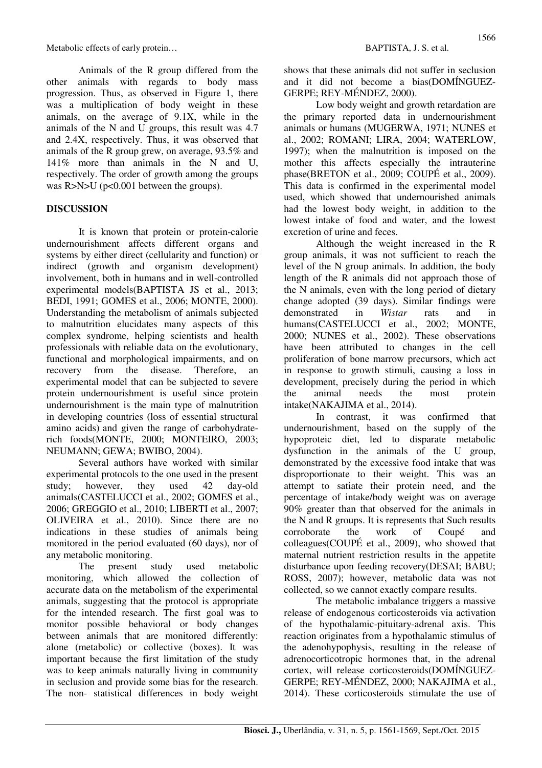Animals of the R group differed from the other animals with regards to body mass progression. Thus, as observed in Figure 1, there was a multiplication of body weight in these animals, on the average of 9.1X, while in the animals of the N and U groups, this result was 4.7 and 2.4X, respectively. Thus, it was observed that animals of the R group grew, on average, 93.5% and 141% more than animals in the N and U, respectively. The order of growth among the groups was R>N>U ($p<0.001$ between the groups).

## DISCUSSION

It is known that protein or protein-calorie undernourishment affects different organs and systems by either direct (cellularity and function) or indirect (growth and organism development) involvement, both in humans and in well-controlled experimental models(BAPTISTA JS et al., 2013; BEDI, 1991; GOMES et al., 2006; MONTE, 2000). Understanding the metabolism of animals subjected to malnutrition elucidates many aspects of this complex syndrome, helping scientists and health professionals with reliable data on the evolutionary, functional and morphological impairments, and on recovery from the disease. Therefore, an experimental model that can be subjected to severe protein undernourishment is useful since protein undernourishment is the main type of malnutrition in developing countries (loss of essential structural amino acids) and given the range of carbohydrate-rich foods(MONTE, 2000; MONTEIRO, 2003; NEUMANN; GEWA; BWIBO, 2004).

Several authors have worked with similar experimental protocols to the one used in the present study; however, they used 42 day-old animals(CASTELUCCI et al., 2002; GOMES et al., 2006; GREGGIO et al., 2010; LIBERTI et al., 2007; OLIVEIRA et al., 2010). Since there are no indications in these studies of animals being monitored in the period evaluated (60 days), nor of any metabolic monitoring.

The present study used metabolic monitoring, which allowed the collection of accurate data on the metabolism of the experimental animals, suggesting that the protocol is appropriate for the intended research. The first goal was to monitor possible behavioral or body changes between animals that are monitored differently: alone (metabolic) or collective (boxes). It was important because the first limitation of the study was to keep animals naturally living in community in seclusion and provide some bias for the research. The non- statistical differences in body weight shows that these animals did not suffer in seclusion and it did not become a bias(DOMÍNGUEZ-GERPE; REY-MÉNDEZ, 2000).

Low body weight and growth retardation are the primary reported data in undernourishment animals or humans (MUGERWA, 1971; NUNES et al., 2002; ROMANI; LIRA, 2004; WATERLOW, 1997); when the malnutrition is imposed on the mother this affects especially the intrauterine phase(BRETON et al., 2009; COUPÉ et al., 2009). This data is confirmed in the experimental model used, which showed that undernourished animals had the lowest body weight, in addition to the lowest intake of food and water, and the lowest excretion of urine and feces.

Although the weight increased in the R group animals, it was not sufficient to reach the level of the N group animals. In addition, the body length of the R animals did not approach those of the N animals, even with the long period of dietary change adopted (39 days). Similar findings were demonstrated in *Wistar* rats and in humans(CASTELUCCI et al., 2002; MONTE, 2000; NUNES et al., 2002). These observations have been attributed to changes in the cell proliferation of bone marrow precursors, which act in response to growth stimuli, causing a loss in development, precisely during the period in which the animal needs the most protein intake(NAKAJIMA et al., 2014).

In contrast, it was confirmed that undernourishment, based on the supply of the hypoproteic diet, led to disparate metabolic dysfunction in the animals of the U group, demonstrated by the excessive food intake that was disproportionate to their weight. This was an attempt to satiate their protein need, and the percentage of intake/body weight was on average 90% greater than that observed for the animals in the N and R groups. It is represents that Such results corroborate the work of Coupé and colleagues(COUPÉ et al., 2009), who showed that maternal nutrient restriction results in the appetite disturbance upon feeding recovery(DESAI; BABU; ROSS, 2007); however, metabolic data was not collected, so we cannot exactly compare results.

The metabolic imbalance triggers a massive release of endogenous corticosteroids via activation of the hypothalamic-pituitary-adrenal axis. This reaction originates from a hypothalamic stimulus of the adenohypophysis, resulting in the release of adrenocorticotropic hormones that, in the adrenal cortex, will release corticosteroids(DOMÍNGUEZ-GERPE; REY-MÉNDEZ, 2000; NAKAJIMA et al., 2014). These corticosteroids stimulate the use of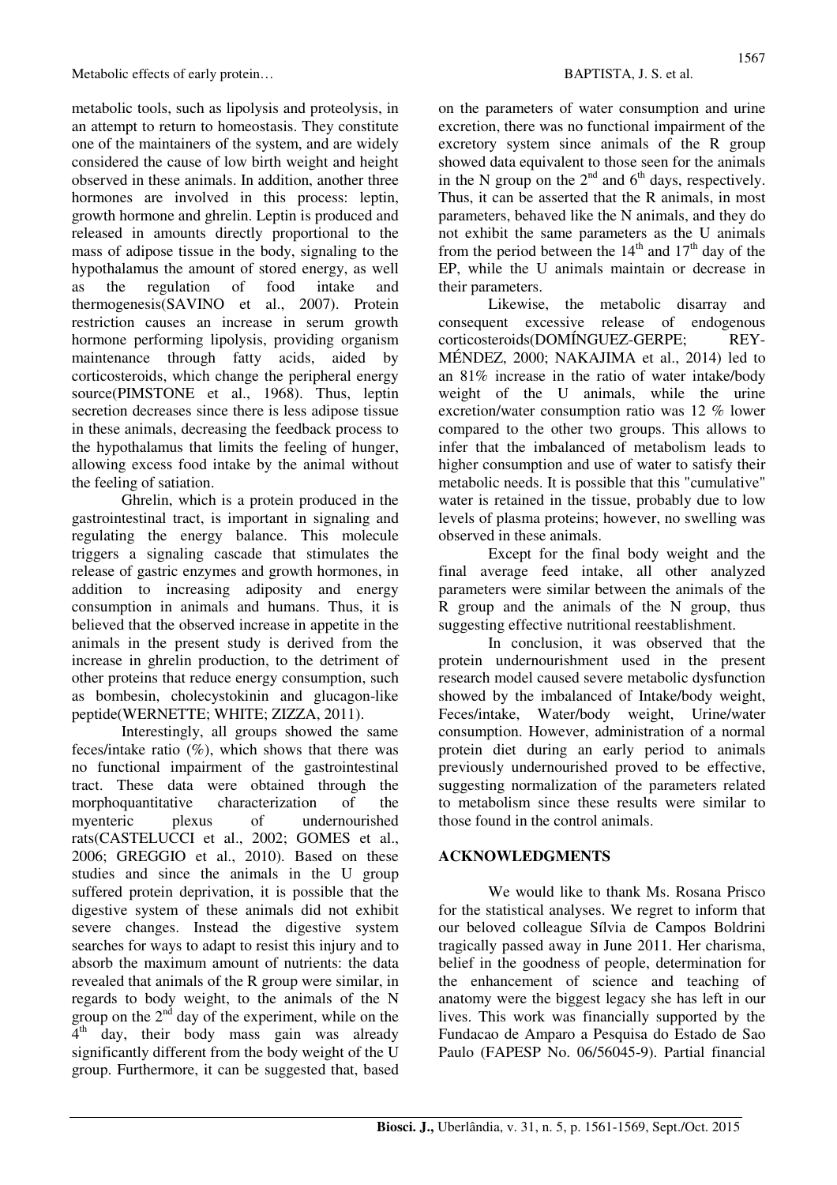metabolic tools, such as lipolysis and proteolysis, in an attempt to return to homeostasis. They constitute one of the maintainers of the system, and are widely considered the cause of low birth weight and height observed in these animals. In addition, another three hormones are involved in this process: leptin, growth hormone and ghrelin. Leptin is produced and released in amounts directly proportional to the mass of adipose tissue in the body, signaling to the hypothalamus the amount of stored energy, as well as the regulation of food intake and thermogenesis(SAVINO et al., 2007). Protein restriction causes an increase in serum growth hormone performing lipolysis, providing organism maintenance through fatty acids, aided by corticosteroids, which change the peripheral energy source(PIMSTONE et al., 1968). Thus, leptin secretion decreases since there is less adipose tissue in these animals, decreasing the feedback process to the hypothalamus that limits the feeling of hunger, allowing excess food intake by the animal without the feeling of satiation.

Ghrelin, which is a protein produced in the gastrointestinal tract, is important in signaling and regulating the energy balance. This molecule triggers a signaling cascade that stimulates the release of gastric enzymes and growth hormones, in addition to increasing adiposity and energy consumption in animals and humans. Thus, it is believed that the observed increase in appetite in the animals in the present study is derived from the increase in ghrelin production, to the detriment of other proteins that reduce energy consumption, such as bombesin, cholecystokinin and glucagon-like peptide(WERNETTE; WHITE; ZIZZA, 2011).

Interestingly, all groups showed the same feces/intake ratio (%), which shows that there was no functional impairment of the gastrointestinal tract. These data were obtained through the morphoquantitative characterization of the myenteric plexus of undernourished rats(CASTELUCCI et al., 2002; GOMES et al., 2006; GREGGIO et al., 2010). Based on these studies and since the animals in the U group suffered protein deprivation, it is possible that the digestive system of these animals did not exhibit severe changes. Instead the digestive system searches for ways to adapt to resist this injury and to absorb the maximum amount of nutrients: the data revealed that animals of the R group were similar, in regards to body weight, to the animals of the N group on the 2nd day of the experiment, while on the 4th day, their body mass gain was already significantly different from the body weight of the U group. Furthermore, it can be suggested that, based on the parameters of water consumption and urine excretion, there was no functional impairment of the excretory system since animals of the R group showed data equivalent to those seen for the animals in the N group on the 2nd and 6th days, respectively. Thus, it can be asserted that the R animals, in most parameters, behaved like the N animals, and they do not exhibit the same parameters as the U animals from the period between the 14th and 17th day of the EP, while the U animals maintain or decrease in their parameters.

Likewise, the metabolic disarray and consequent excessive release of endogenous corticosteroids(DOMÍNGUEZ-GERPE; REY-MÉNDEZ, 2000; NAKAJIMA et al., 2014) led to an 81% increase in the ratio of water intake/body weight of the U animals, while the urine excretion/water consumption ratio was 12 % lower compared to the other two groups. This allows to infer that the imbalanced of metabolism leads to higher consumption and use of water to satisfy their metabolic needs. It is possible that this "cumulative" water is retained in the tissue, probably due to low levels of plasma proteins; however, no swelling was observed in these animals.

Except for the final body weight and the final average feed intake, all other analyzed parameters were similar between the animals of the R group and the animals of the N group, thus suggesting effective nutritional reestablishment.

In conclusion, it was observed that the protein undernourishment used in the present research model caused severe metabolic dysfunction showed by the imbalanced of Intake/body weight, Feces/intake, Water/body weight, Urine/water consumption. However, administration of a normal protein diet during an early period to animals previously undernourished proved to be effective, suggesting normalization of the parameters related to metabolism since these results were similar to those found in the control animals.

## ACKNOWLEDGMENTS

We would like to thank Ms. Rosana Prisco for the statistical analyses. We regret to inform that our beloved colleague Sílvia de Campos Boldrini tragically passed away in June 2011. Her charisma, belief in the goodness of people, determination for the enhancement of science and teaching of anatomy were the biggest legacy she has left in our lives. This work was financially supported by the Fundacao de Amparo a Pesquisa do Estado de Sao Paulo (FAPESP No. 06/56045-9). Partial financial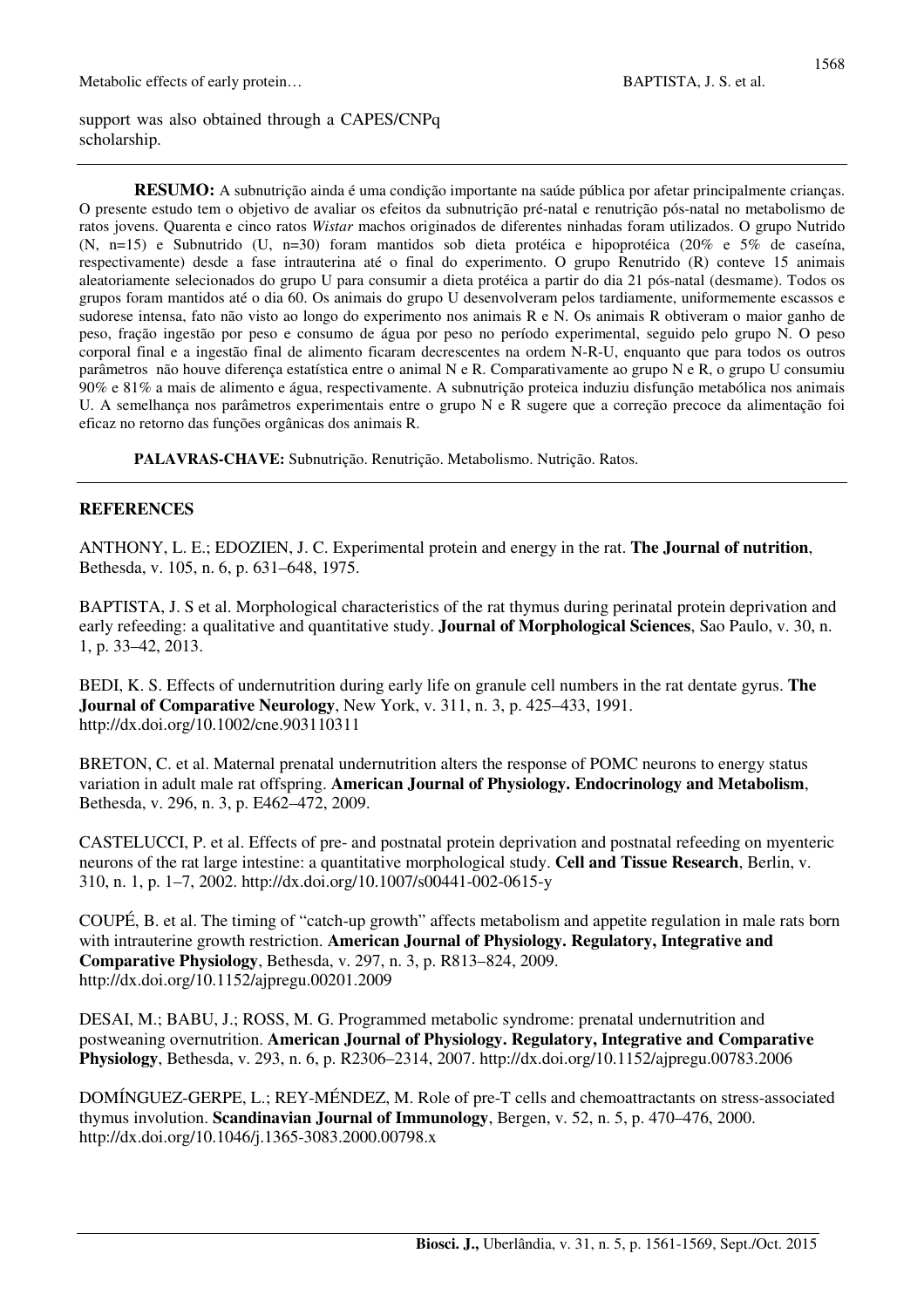support was also obtained through a CAPES/CNPq scholarship.

---

**RESUMO:** A subnutrição ainda é uma condição importante na saúde pública por afetar principalmente crianças. O presente estudo tem o objetivo de avaliar os efeitos da subnutrição pré-natal e renutrição pós-natal no metabolismo de ratos jovens. Quarenta e cinco ratos *Wistar* machos originados de diferentes ninhadas foram utilizados. O grupo Nutrido (N, n=15) e Subnutrido (U, n=30) foram mantidos sob dieta protéica e hipoprotéica (20% e 5% de caseína, respectivamente) desde a fase intrauterina até o final do experimento. O grupo Renutrido (R) conteve 15 animais aleatoriamente selecionados do grupo U para consumir a dieta protéica a partir do dia 21 pós-natal (desmame). Todos os grupos foram mantidos até o dia 60. Os animais do grupo U desenvolveram pelos tardiamente, uniformemente escassos e sudorese intensa, fato não visto ao longo do experimento nos animais R e N. Os animais R obtiveram o maior ganho de peso, fração ingestão por peso e consumo de água por peso no período experimental, seguido pelo grupo N. O peso corporal final e a ingestão final de alimento ficaram decrescentes na ordem N-R-U, enquanto que para todos os outros parâmetros não houve diferença estatística entre o animal N e R. Comparativamente ao grupo N e R, o grupo U consumiu 90% e 81% a mais de alimento e água, respectivamente. A subnutrição proteica induziu disfunção metabólica nos animais U. A semelhança nos parâmetros experimentais entre o grupo N e R sugere que a correção precoce da alimentação foi eficaz no retorno das funções orgânicas dos animais R.

**PALAVRAS-CHAVE:** Subnutrição. Renutrição. Metabolismo. Nutrição. Ratos.

---

## REFERENCES

ANTHONY, L. E.; EDOZIEN, J. C. Experimental protein and energy in the rat. **The Journal of nutrition**, Bethesda, v. 105, n. 6, p. 631–648, 1975.

BAPTISTA, J. S et al. Morphological characteristics of the rat thymus during perinatal protein deprivation and early refeeding: a qualitative and quantitative study. **Journal of Morphological Sciences**, Sao Paulo, v. 30, n. 1, p. 33–42, 2013.

BEDI, K. S. Effects of undernutrition during early life on granule cell numbers in the rat dentate gyrus. **The Journal of Comparative Neurology**, New York, v. 311, n. 3, p. 425–433, 1991. http://dx.doi.org/10.1002/cne.903110311

BRETON, C. et al. Maternal prenatal undernutrition alters the response of POMC neurons to energy status variation in adult male rat offspring. **American Journal of Physiology. Endocrinology and Metabolism**, Bethesda, v. 296, n. 3, p. E462–472, 2009.

CASTELUCCI, P. et al. Effects of pre- and postnatal protein deprivation and postnatal refeeding on myenteric neurons of the rat large intestine: a quantitative morphological study. **Cell and Tissue Research**, Berlin, v. 310, n. 1, p. 1–7, 2002. http://dx.doi.org/10.1007/s00441-002-0615-y

COUPÉ, B. et al. The timing of "catch-up growth" affects metabolism and appetite regulation in male rats born with intrauterine growth restriction. **American Journal of Physiology. Regulatory, Integrative and Comparative Physiology**, Bethesda, v. 297, n. 3, p. R813–824, 2009. http://dx.doi.org/10.1152/ajpregu.00201.2009

DESAI, M.; BABU, J.; ROSS, M. G. Programmed metabolic syndrome: prenatal undernutrition and postweaning overnutrition. **American Journal of Physiology. Regulatory, Integrative and Comparative Physiology**, Bethesda, v. 293, n. 6, p. R2306–2314, 2007. http://dx.doi.org/10.1152/ajpregu.00783.2006

DOMÍNGUEZ-GERPE, L.; REY-MÉNDEZ, M. Role of pre-T cells and chemoattractants on stress-associated thymus involution. **Scandinavian Journal of Immunology**, Bergen, v. 52, n. 5, p. 470–476, 2000. http://dx.doi.org/10.1046/j.1365-3083.2000.00798.x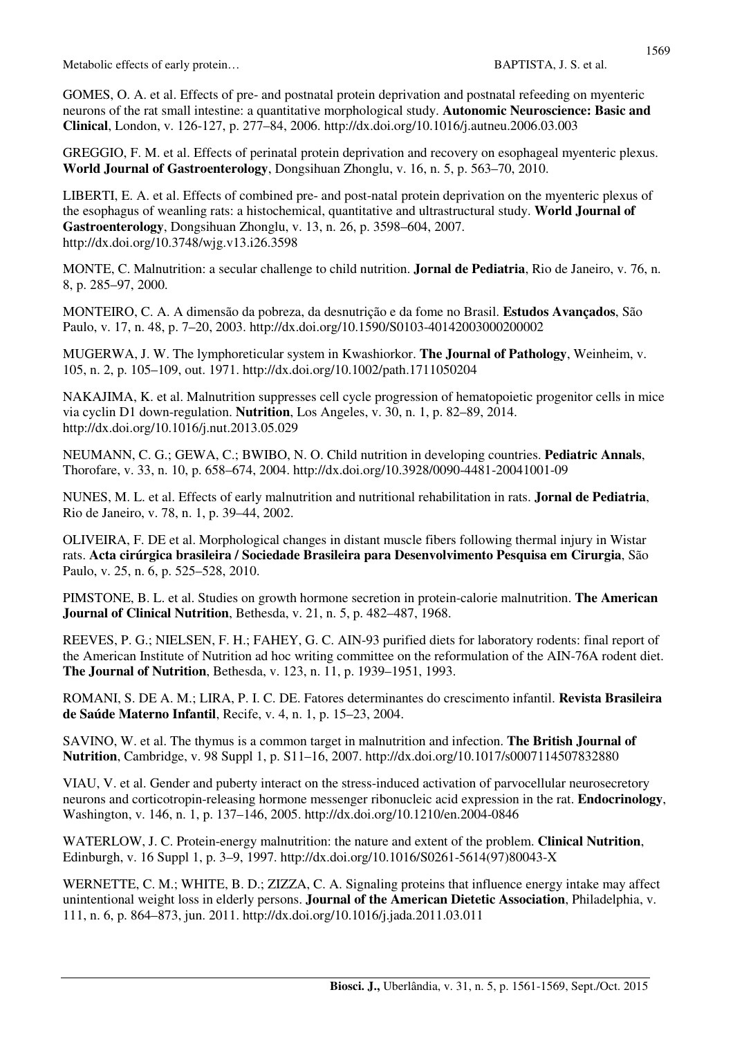GOMES, O. A. et al. Effects of pre- and postnatal protein deprivation and postnatal refeeding on myenteric neurons of the rat small intestine: a quantitative morphological study. **Autonomic Neuroscience: Basic and Clinical**, London, v. 126-127, p. 277–84, 2006. http://dx.doi.org/10.1016/j.autneu.2006.03.003

GREGGIO, F. M. et al. Effects of perinatal protein deprivation and recovery on esophageal myenteric plexus. **World Journal of Gastroenterology**, Dongsihuan Zhonglu, v. 16, n. 5, p. 563–70, 2010.

LIBERTI, E. A. et al. Effects of combined pre- and post-natal protein deprivation on the myenteric plexus of the esophagus of weanling rats: a histochemical, quantitative and ultrastructural study. **World Journal of Gastroenterology**, Dongsihuan Zhonglu, v. 13, n. 26, p. 3598–604, 2007. http://dx.doi.org/10.3748/wjg.v13.i26.3598

MONTE, C. Malnutrition: a secular challenge to child nutrition. **Jornal de Pediatria**, Rio de Janeiro, v. 76, n. 8, p. 285–97, 2000.

MONTEIRO, C. A. A dimensão da pobreza, da desnutrição e da fome no Brasil. **Estudos Avançados**, São Paulo, v. 17, n. 48, p. 7–20, 2003. http://dx.doi.org/10.1590/S0103-40142003000200002

MUGERWA, J. W. The lymphoreticular system in Kwashiorkor. **The Journal of Pathology**, Weinheim, v. 105, n. 2, p. 105–109, out. 1971. http://dx.doi.org/10.1002/path.1711050204

NAKAJIMA, K. et al. Malnutrition suppresses cell cycle progression of hematopoietic progenitor cells in mice via cyclin D1 down-regulation. **Nutrition**, Los Angeles, v. 30, n. 1, p. 82–89, 2014. http://dx.doi.org/10.1016/j.nut.2013.05.029

NEUMANN, C. G.; GEWA, C.; BWIBO, N. O. Child nutrition in developing countries. **Pediatric Annals**, Thorofare, v. 33, n. 10, p. 658–674, 2004. http://dx.doi.org/10.3928/0090-4481-20041001-09

NUNES, M. L. et al. Effects of early malnutrition and nutritional rehabilitation in rats. **Jornal de Pediatria**, Rio de Janeiro, v. 78, n. 1, p. 39–44, 2002.

OLIVEIRA, F. DE et al. Morphological changes in distant muscle fibers following thermal injury in Wistar rats. **Acta cirúrgica brasileira / Sociedade Brasileira para Desenvolvimento Pesquisa em Cirurgia**, São Paulo, v. 25, n. 6, p. 525–528, 2010.

PIMSTONE, B. L. et al. Studies on growth hormone secretion in protein-calorie malnutrition. **The American Journal of Clinical Nutrition**, Bethesda, v. 21, n. 5, p. 482–487, 1968.

REEVES, P. G.; NIELSEN, F. H.; FAHEY, G. C. AIN-93 purified diets for laboratory rodents: final report of the American Institute of Nutrition ad hoc writing committee on the reformulation of the AIN-76A rodent diet. **The Journal of Nutrition**, Bethesda, v. 123, n. 11, p. 1939–1951, 1993.

ROMANI, S. DE A. M.; LIRA, P. I. C. DE. Fatores determinantes do crescimento infantil. **Revista Brasileira de Saúde Materno Infantil**, Recife, v. 4, n. 1, p. 15–23, 2004.

SAVINO, W. et al. The thymus is a common target in malnutrition and infection. **The British Journal of Nutrition**, Cambridge, v. 98 Suppl 1, p. S11–16, 2007. http://dx.doi.org/10.1017/s0007114507832880

VIAU, V. et al. Gender and puberty interact on the stress-induced activation of parvocellular neurosecretory neurons and corticotropin-releasing hormone messenger ribonucleic acid expression in the rat. **Endocrinology**, Washington, v. 146, n. 1, p. 137–146, 2005. http://dx.doi.org/10.1210/en.2004-0846

WATERLOW, J. C. Protein-energy malnutrition: the nature and extent of the problem. **Clinical Nutrition**, Edinburgh, v. 16 Suppl 1, p. 3–9, 1997. http://dx.doi.org/10.1016/S0261-5614(97)80043-X

WERNETTE, C. M.; WHITE, B. D.; ZIZZA, C. A. Signaling proteins that influence energy intake may affect unintentional weight loss in elderly persons. **Journal of the American Dietetic Association**, Philadelphia, v. 111, n. 6, p. 864–873, jun. 2011. http://dx.doi.org/10.1016/j.jada.2011.03.011